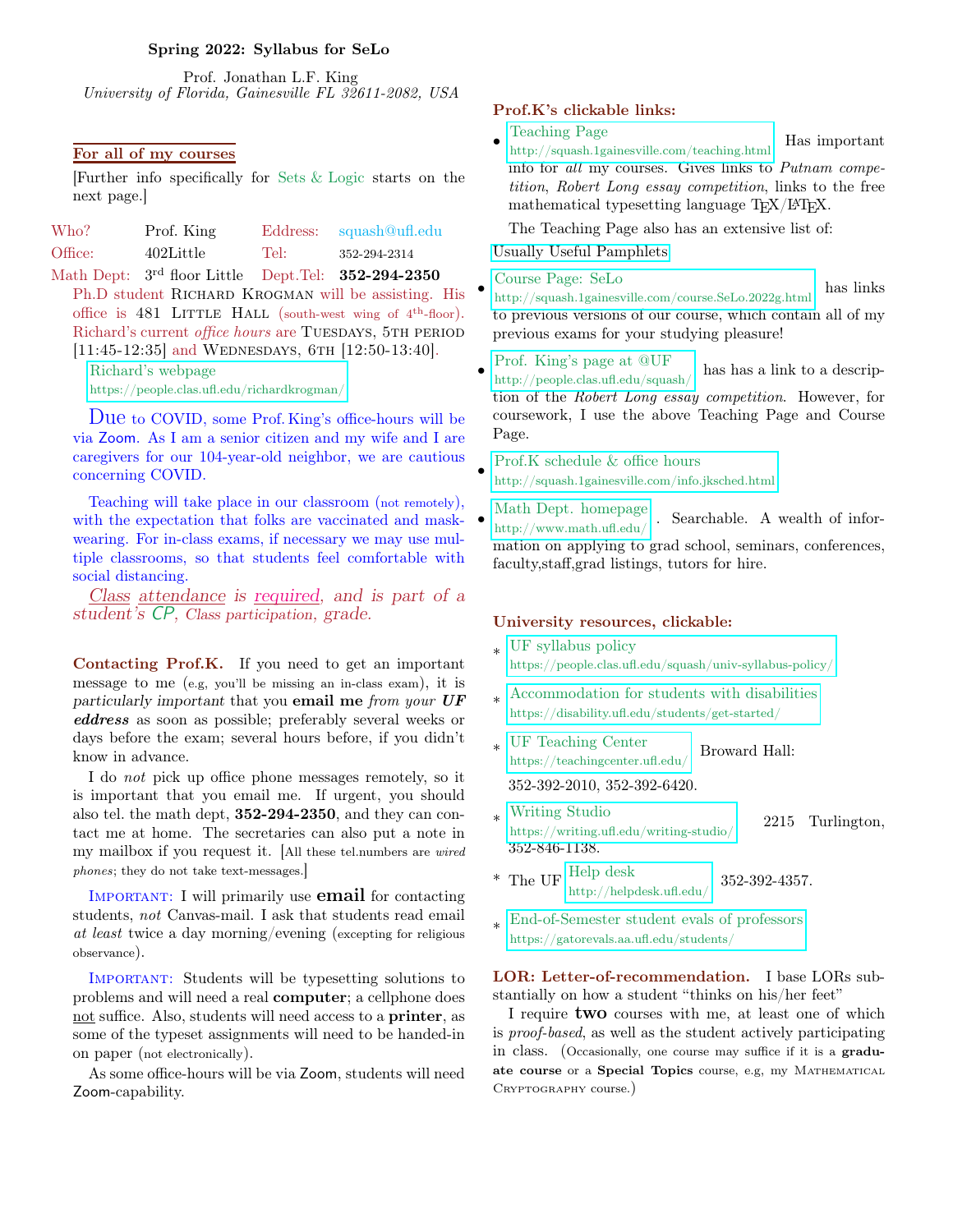# Spring 2022: Syllabus for SeLo

Prof. Jonathan L.F. King
*University of Florida, Gainesville FL 32611-2082, USA*

## For all of my courses

[Further info specifically for Sets & Logic starts on the next page.]

| | | | |
|---|---|---|---|
| Who? | Prof. King | Eddress: | squash@ufl.edu |
| Office: | 402Little | Tel: | 352-294-2314 |
| Math Dept: | 3rd floor Little | Dept.Tel: | **352-294-2350** |

Ph.D student Richard Krogman will be assisting. His office is 481 Little Hall (south-west wing of 4th-floor). Richard's current *office hours* are Tuesdays, 5th period [11:45-12:35] and Wednesdays, 6th [12:50-13:40].

[Richard's webpage](https://people.clas.ufl.edu/richardkrogman/)
https://people.clas.ufl.edu/richardkrogman/

Due to COVID, some Prof. King's office-hours will be via Zoom. As I am a senior citizen and my wife and I are caregivers for our 104-year-old neighbor, we are cautious concerning COVID.

Teaching will take place in our classroom (not remotely), with the expectation that folks are vaccinated and mask-wearing. For in-class exams, if necessary we may use multiple classrooms, so that students feel comfortable with social distancing.

*Class attendance is required, and is part of a student's CP, Class participation, grade.*

**Contacting Prof.K.** If you need to get an important message to me (e.g, you'll be missing an in-class exam), it is *particularly important* that you **email me** *from your* ***UF eddress*** as soon as possible; preferably several weeks or days before the exam; several hours before, if you didn't know in advance.

I do *not* pick up office phone messages remotely, so it is important that you email me. If urgent, you should also tel. the math dept, **352-294-2350**, and they can contact me at home. The secretaries can also put a note in my mailbox if you request it. [All these tel.numbers are *wired phones*; they do not take text-messages.]

Important: I will primarily use **email** for contacting students, *not* Canvas-mail. I ask that students read email *at least* twice a day morning/evening (excepting for religious observance).

Important: Students will be typesetting solutions to problems and will need a real **computer**; a cellphone does not suffice. Also, students will need access to a **printer**, as some of the typeset assignments will need to be handed-in on paper (not electronically).

As some office-hours will be via Zoom, students will need Zoom-capability.

## Prof.K's clickable links:

- [Teaching Page](http://squash.1gainesville.com/teaching.html) http://squash.1gainesville.com/teaching.html Has important info for *all* my courses. Gives links to *Putnam competition*, *Robert Long essay competition*, links to the free mathematical typesetting language TEX/LATEX.

  The Teaching Page also has an extensive list of: Usually Useful Pamphlets

- [Course Page: SeLo](http://squash.1gainesville.com/course.SeLo.2022g.html) http://squash.1gainesville.com/course.SeLo.2022g.html has links to previous versions of our course, which contain all of my previous exams for your studying pleasure!
- [Prof. King's page at @UF](http://people.clas.ufl.edu/squash/) http://people.clas.ufl.edu/squash/ has has a link to a description of the *Robert Long essay competition*. However, for coursework, I use the above Teaching Page and Course Page.
- [Prof.K schedule & office hours](http://squash.1gainesville.com/info.jksched.html) http://squash.1gainesville.com/info.jksched.html
- [Math Dept. homepage](http://www.math.ufl.edu/) http://www.math.ufl.edu/. Searchable. A wealth of information on applying to grad school, seminars, conferences, faculty,staff,grad listings, tutors for hire.

## University resources, clickable:

* [UF syllabus policy](https://people.clas.ufl.edu/squash/univ-syllabus-policy/) https://people.clas.ufl.edu/squash/univ-syllabus-policy/
* [Accommodation for students with disabilities](https://disability.ufl.edu/students/get-started/) https://disability.ufl.edu/students/get-started/
* [UF Teaching Center](https://teachingcenter.ufl.edu/) https://teachingcenter.ufl.edu/ Broward Hall: 352-392-2010, 352-392-6420.
* [Writing Studio](https://writing.ufl.edu/writing-studio/) https://writing.ufl.edu/writing-studio/ 2215 Turlington, 352-846-1138.
* The UF [Help desk](http://helpdesk.ufl.edu/) http://helpdesk.ufl.edu/ 352-392-4357.
* [End-of-Semester student evals of professors](https://gatorevals.aa.ufl.edu/students/) https://gatorevals.aa.ufl.edu/students/

**LOR: Letter-of-recommendation.** I base LORs substantially on how a student "thinks on his/her feet"

I require **two** courses with me, at least one of which is *proof-based*, as well as the student actively participating in class. (Occasionally, one course may suffice if it is a **graduate course** or a **Special Topics** course, e.g, my Mathematical Cryptography course.)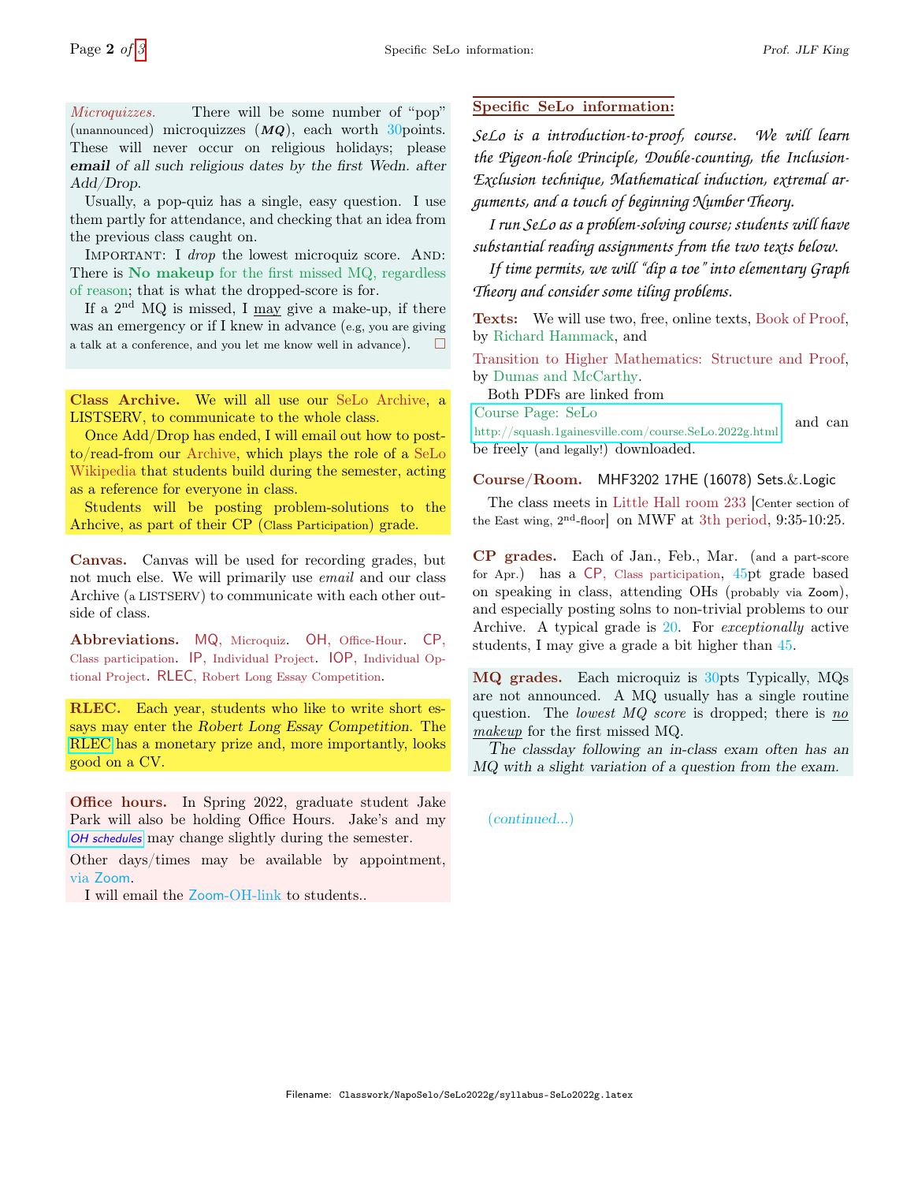*Microquizzes.* There will be some number of "pop" (unannounced) microquizzes (***MQ***), each worth 30points. These will never occur on religious holidays; please ***email*** *of all such religious dates by the first Wedn. after Add/Drop.*

Usually, a pop-quiz has a single, easy question. I use them partly for attendance, and checking that an idea from the previous class caught on.

IMPORTANT: I *drop* the lowest microquiz score. AND: There is **No makeup** for the first missed MQ, regardless of reason; that is what the dropped-score is for.

If a 2nd MQ is missed, I may give a make-up, if there was an emergency or if I knew in advance (e.g, you are giving a talk at a conference, and you let me know well in advance). □

**Class Archive.** We will all use our SeLo Archive, a LISTSERV, to communicate to the whole class.

Once Add/Drop has ended, I will email out how to post-to/read-from our Archive, which plays the role of a SeLo Wikipedia that students build during the semester, acting as a reference for everyone in class.

Students will be posting problem-solutions to the Arhcive, as part of their CP (Class Participation) grade.

**Canvas.** Canvas will be used for recording grades, but not much else. We will primarily use *email* and our class Archive (a LISTSERV) to communicate with each other outside of class.

**Abbreviations.** MQ, Microquiz. OH, Office-Hour. CP, Class participation. IP, Individual Project. IOP, Individual Optional Project. RLEC, Robert Long Essay Competition.

**RLEC.** Each year, students who like to write short essays may enter the *Robert Long Essay Competition*. The RLEC has a monetary prize and, more importantly, looks good on a CV.

**Office hours.** In Spring 2022, graduate student Jake Park will also be holding Office Hours. Jake's and my *OH schedules* may change slightly during the semester.

Other days/times may be available by appointment, via Zoom.

I will email the Zoom-OH-link to students..

## Specific SeLo information:

*SeLo is a introduction-to-proof, course. We will learn the Pigeon-hole Principle, Double-counting, the Inclusion-Exclusion technique, Mathematical induction, extremal arguments, and a touch of beginning Number Theory.*

*I run SeLo as a problem-solving course; students will have substantial reading assignments from the two texts below.*

*If time permits, we will "dip a toe" into elementary Graph Theory and consider some tiling problems.*

**Texts:** We will use two, free, online texts, Book of Proof, by Richard Hammack, and

Transition to Higher Mathematics: Structure and Proof, by Dumas and McCarthy.

Both PDFs are linked from Course Page: SeLo http://squash.1gainesville.com/course.SeLo.2022g.html and can be freely (and legally!) downloaded.

**Course/Room.** MHF3202 17HE (16078) Sets.&.Logic

The class meets in Little Hall room 233 [Center section of the East wing, 2nd-floor] on MWF at 3th period, 9:35-10:25.

**CP grades.** Each of Jan., Feb., Mar. (and a part-score for Apr.) has a CP, Class participation, 45pt grade based on speaking in class, attending OHs (probably via Zoom), and especially posting solns to non-trivial problems to our Archive. A typical grade is 20. For *exceptionally* active students, I may give a grade a bit higher than 45.

**MQ grades.** Each microquiz is 30pts Typically, MQs are not announced. A MQ usually has a single routine question. The *lowest MQ score* is dropped; there is *no makeup* for the first missed MQ.

*The classday following an in-class exam often has an MQ with a slight variation of a question from the exam.*

*(continued...)*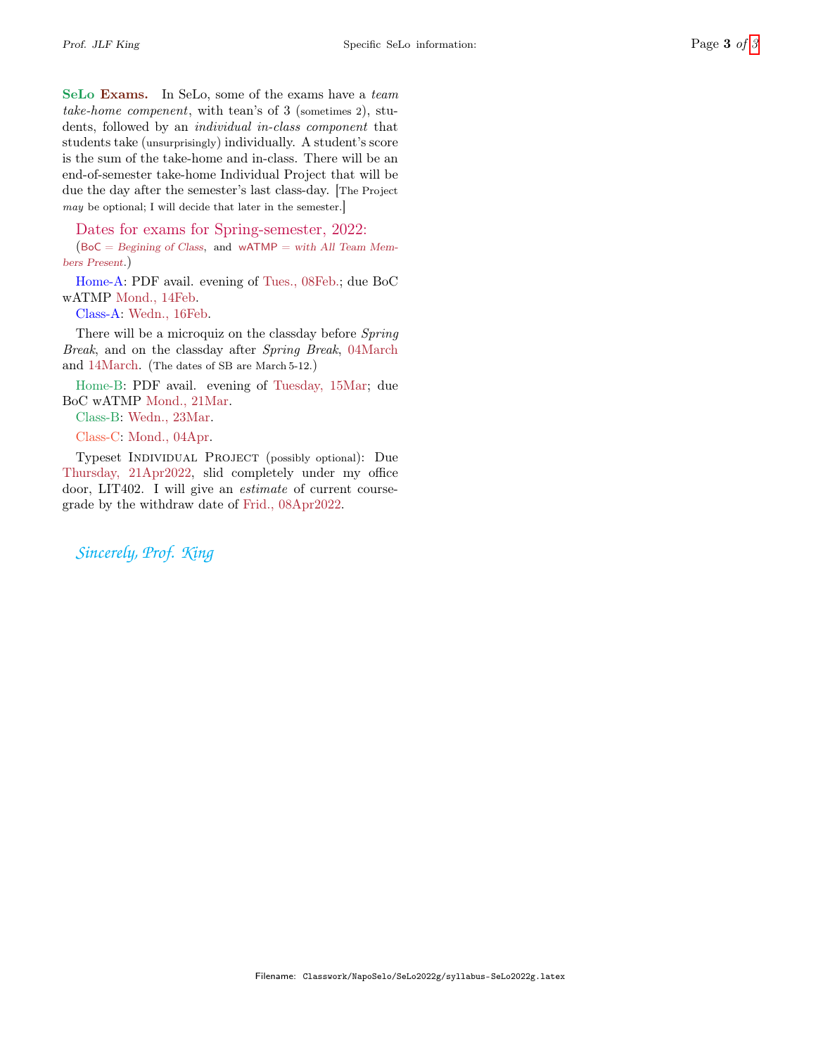**SeLo Exams.** In SeLo, some of the exams have a *team take-home compenent*, with tean's of 3 (sometimes 2), students, followed by an *individual in-class component* that students take (unsurprisingly) individually. A student's score is the sum of the take-home and in-class. There will be an end-of-semester take-home Individual Project that will be due the day after the semester's last class-day. [The Project *may* be optional; I will decide that later in the semester.]

## Dates for exams for Spring-semester, 2022:

(BoC = *Begining of Class*, and wATMP = *with All Team Members Present*.)

Home-A: PDF avail. evening of Tues., 08Feb.; due BoC wATMP Mond., 14Feb.

Class-A: Wedn., 16Feb.

There will be a microquiz on the classday before *Spring Break*, and on the classday after *Spring Break*, 04March and 14March. (The dates of SB are March 5-12.)

Home-B: PDF avail. evening of Tuesday, 15Mar; due BoC wATMP Mond., 21Mar.

Class-B: Wedn., 23Mar.

Class-C: Mond., 04Apr.

Typeset INDIVIDUAL PROJECT (possibly optional): Due Thursday, 21Apr2022, slid completely under my office door, LIT402. I will give an *estimate* of current course-grade by the withdraw date of Frid., 08Apr2022.

*Sincerely, Prof. King*

Filename: Classwork/NapoSelo/SeLo2022g/syllabus-SeLo2022g.latex